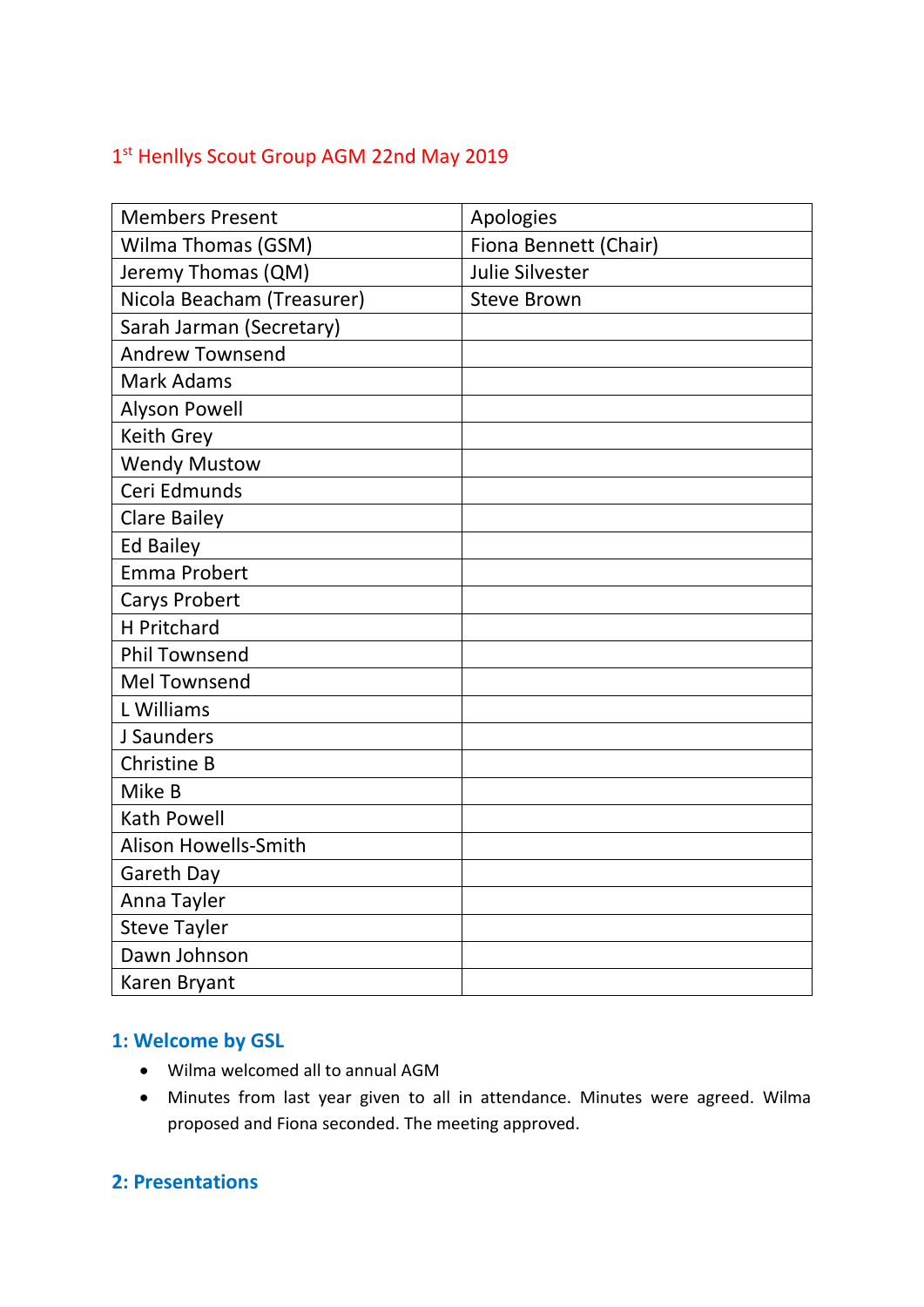# 1st Henllys Scout Group AGM 22nd May 2019

| Members Present | Apologies |
| --- | --- |
| Wilma Thomas (GSM) | Fiona Bennett (Chair) |
| Jeremy Thomas (QM) | Julie Silvester |
| Nicola Beacham (Treasurer) | Steve Brown |
| Sarah Jarman (Secretary) | |
| Andrew Townsend | |
| Mark Adams | |
| Alyson Powell | |
| Keith Grey | |
| Wendy Mustow | |
| Ceri Edmunds | |
| Clare Bailey | |
| Ed Bailey | |
| Emma Probert | |
| Carys Probert | |
| H Pritchard | |
| Phil Townsend | |
| Mel Townsend | |
| L Williams | |
| J Saunders | |
| Christine B | |
| Mike B | |
| Kath Powell | |
| Alison Howells-Smith | |
| Gareth Day | |
| Anna Tayler | |
| Steve Tayler | |
| Dawn Johnson | |
| Karen Bryant | |

## 1: Welcome by GSL

- Wilma welcomed all to annual AGM
- Minutes from last year given to all in attendance. Minutes were agreed. Wilma proposed and Fiona seconded. The meeting approved.

## 2: Presentations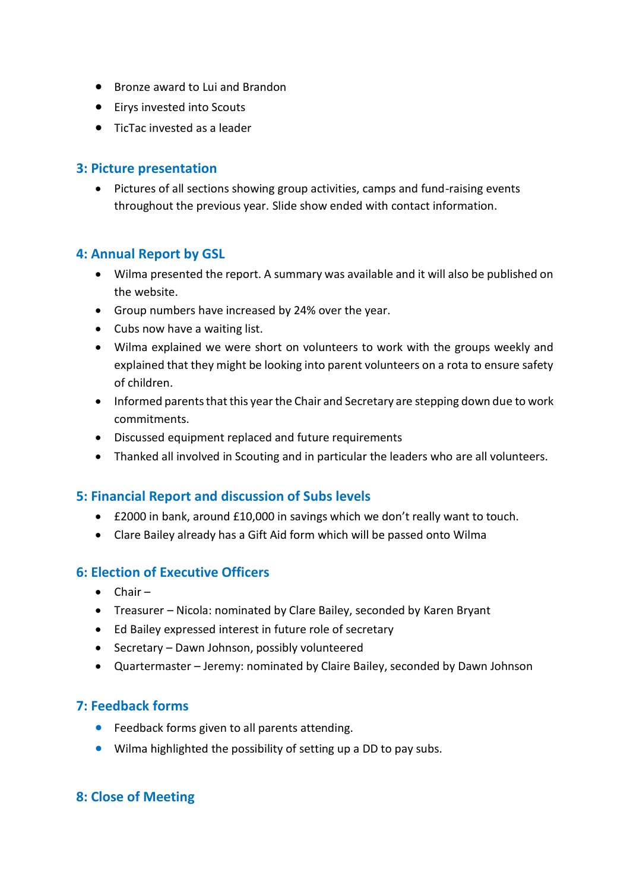- Bronze award to Lui and Brandon
- Eirys invested into Scouts
- TicTac invested as a leader

## 3: Picture presentation

- Pictures of all sections showing group activities, camps and fund-raising events throughout the previous year. Slide show ended with contact information.

## 4: Annual Report by GSL

- Wilma presented the report. A summary was available and it will also be published on the website.
- Group numbers have increased by 24% over the year.
- Cubs now have a waiting list.
- Wilma explained we were short on volunteers to work with the groups weekly and explained that they might be looking into parent volunteers on a rota to ensure safety of children.
- Informed parents that this year the Chair and Secretary are stepping down due to work commitments.
- Discussed equipment replaced and future requirements
- Thanked all involved in Scouting and in particular the leaders who are all volunteers.

## 5: Financial Report and discussion of Subs levels

- £2000 in bank, around £10,000 in savings which we don't really want to touch.
- Clare Bailey already has a Gift Aid form which will be passed onto Wilma

## 6: Election of Executive Officers

- Chair –
- Treasurer – Nicola: nominated by Clare Bailey, seconded by Karen Bryant
- Ed Bailey expressed interest in future role of secretary
- Secretary – Dawn Johnson, possibly volunteered
- Quartermaster – Jeremy: nominated by Claire Bailey, seconded by Dawn Johnson

## 7: Feedback forms

- Feedback forms given to all parents attending.
- Wilma highlighted the possibility of setting up a DD to pay subs.

## 8: Close of Meeting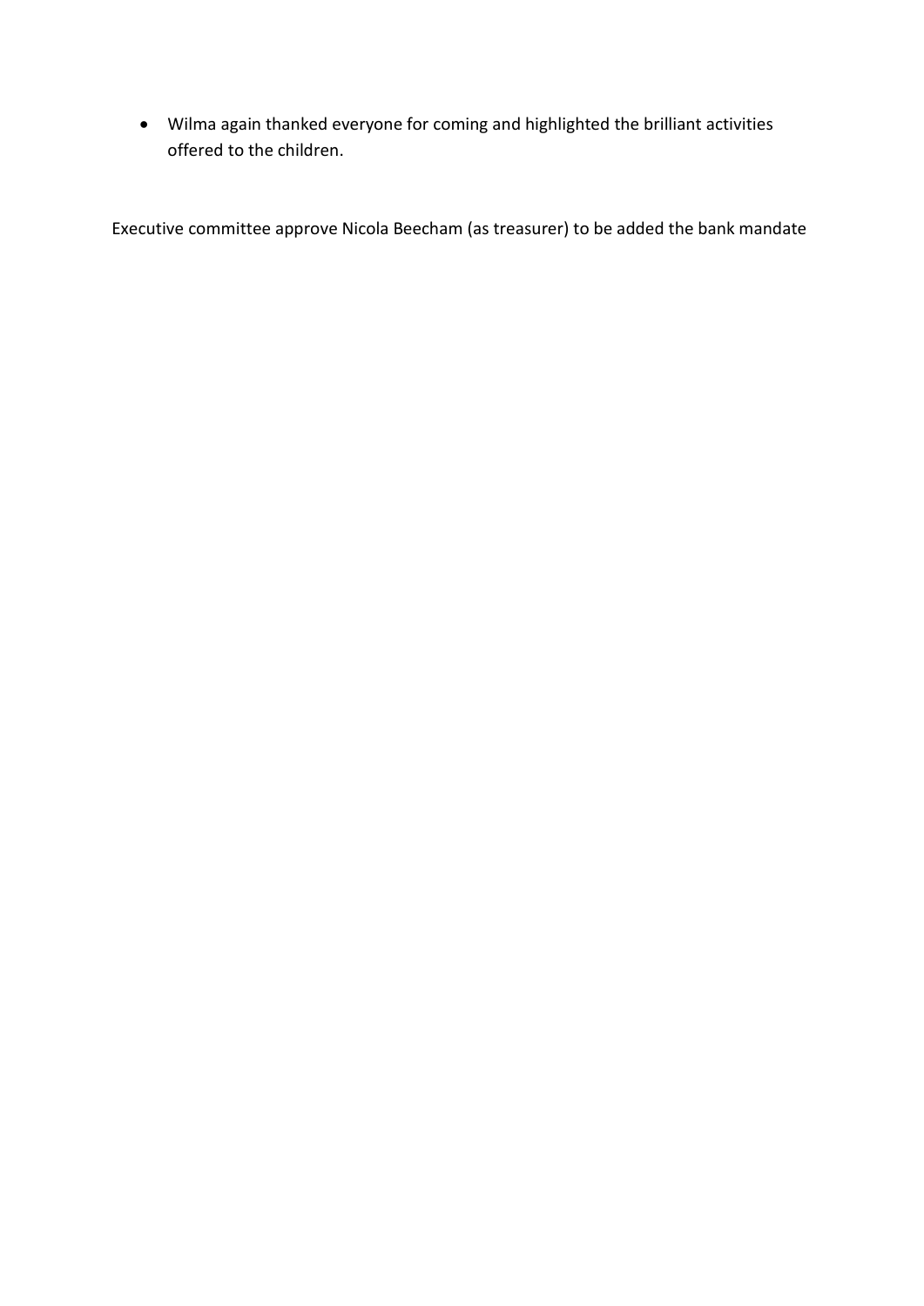- Wilma again thanked everyone for coming and highlighted the brilliant activities offered to the children.

Executive committee approve Nicola Beecham (as treasurer) to be added the bank mandate